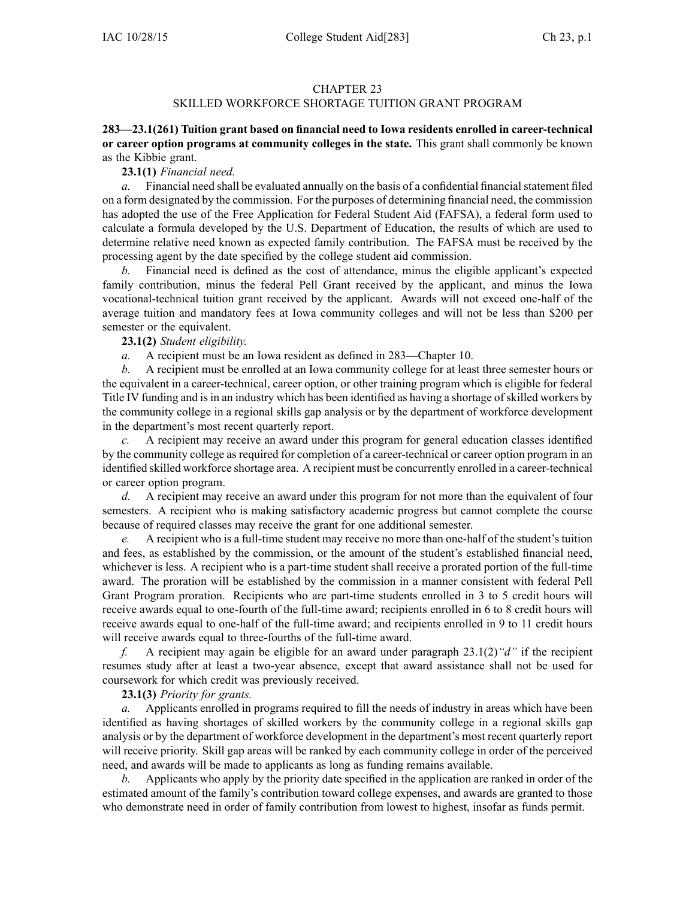# CHAPTER 23
## SKILLED WORKFORCE SHORTAGE TUITION GRANT PROGRAM

**283—23.1(261) Tuition grant based on financial need to Iowa residents enrolled in career-technical or career option programs at community colleges in the state.** This grant shall commonly be known as the Kibbie grant.

**23.1(1)** *Financial need.*

*a.* Financial need shall be evaluated annually on the basis of a confidential financial statement filed on a form designated by the commission. For the purposes of determining financial need, the commission has adopted the use of the Free Application for Federal Student Aid (FAFSA), a federal form used to calculate a formula developed by the U.S. Department of Education, the results of which are used to determine relative need known as expected family contribution. The FAFSA must be received by the processing agent by the date specified by the college student aid commission.

*b.* Financial need is defined as the cost of attendance, minus the eligible applicant's expected family contribution, minus the federal Pell Grant received by the applicant, and minus the Iowa vocational-technical tuition grant received by the applicant. Awards will not exceed one-half of the average tuition and mandatory fees at Iowa community colleges and will not be less than $200 per semester or the equivalent.

**23.1(2)** *Student eligibility.*

*a.* A recipient must be an Iowa resident as defined in 283—Chapter 10.

*b.* A recipient must be enrolled at an Iowa community college for at least three semester hours or the equivalent in a career-technical, career option, or other training program which is eligible for federal Title IV funding and is in an industry which has been identified as having a shortage of skilled workers by the community college in a regional skills gap analysis or by the department of workforce development in the department's most recent quarterly report.

*c.* A recipient may receive an award under this program for general education classes identified by the community college as required for completion of a career-technical or career option program in an identified skilled workforce shortage area. A recipient must be concurrently enrolled in a career-technical or career option program.

*d.* A recipient may receive an award under this program for not more than the equivalent of four semesters. A recipient who is making satisfactory academic progress but cannot complete the course because of required classes may receive the grant for one additional semester.

*e.* A recipient who is a full-time student may receive no more than one-half of the student's tuition and fees, as established by the commission, or the amount of the student's established financial need, whichever is less. A recipient who is a part-time student shall receive a prorated portion of the full-time award. The proration will be established by the commission in a manner consistent with federal Pell Grant Program proration. Recipients who are part-time students enrolled in 3 to 5 credit hours will receive awards equal to one-fourth of the full-time award; recipients enrolled in 6 to 8 credit hours will receive awards equal to one-half of the full-time award; and recipients enrolled in 9 to 11 credit hours will receive awards equal to three-fourths of the full-time award.

*f.* A recipient may again be eligible for an award under paragraph 23.1(2)*"d"* if the recipient resumes study after at least a two-year absence, except that award assistance shall not be used for coursework for which credit was previously received.

**23.1(3)** *Priority for grants.*

*a.* Applicants enrolled in programs required to fill the needs of industry in areas which have been identified as having shortages of skilled workers by the community college in a regional skills gap analysis or by the department of workforce development in the department's most recent quarterly report will receive priority. Skill gap areas will be ranked by each community college in order of the perceived need, and awards will be made to applicants as long as funding remains available.

*b.* Applicants who apply by the priority date specified in the application are ranked in order of the estimated amount of the family's contribution toward college expenses, and awards are granted to those who demonstrate need in order of family contribution from lowest to highest, insofar as funds permit.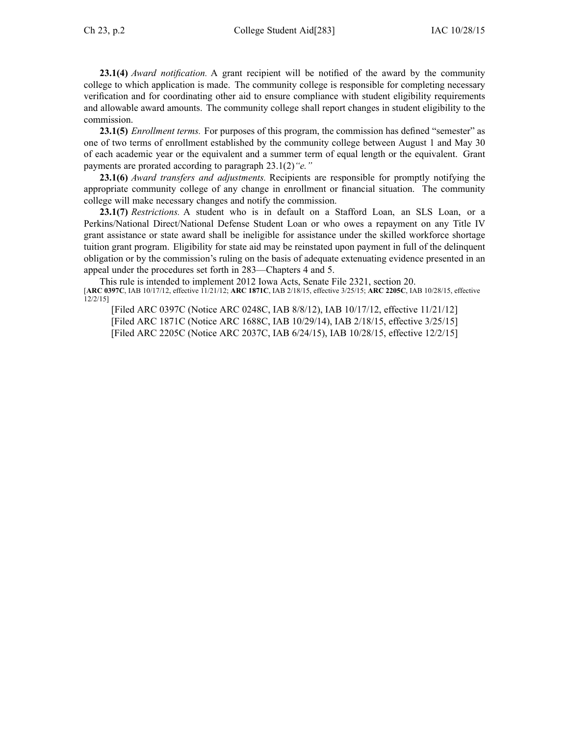**23.1(4)** *Award notification.* A grant recipient will be notified of the award by the community college to which application is made. The community college is responsible for completing necessary verification and for coordinating other aid to ensure compliance with student eligibility requirements and allowable award amounts. The community college shall report changes in student eligibility to the commission.

**23.1(5)** *Enrollment terms.* For purposes of this program, the commission has defined "semester" as one of two terms of enrollment established by the community college between August 1 and May 30 of each academic year or the equivalent and a summer term of equal length or the equivalent. Grant payments are prorated according to paragraph 23.1(2)*"e."*

**23.1(6)** *Award transfers and adjustments.* Recipients are responsible for promptly notifying the appropriate community college of any change in enrollment or financial situation. The community college will make necessary changes and notify the commission.

**23.1(7)** *Restrictions.* A student who is in default on a Stafford Loan, an SLS Loan, or a Perkins/National Direct/National Defense Student Loan or who owes a repayment on any Title IV grant assistance or state award shall be ineligible for assistance under the skilled workforce shortage tuition grant program. Eligibility for state aid may be reinstated upon payment in full of the delinquent obligation or by the commission's ruling on the basis of adequate extenuating evidence presented in an appeal under the procedures set forth in 283—Chapters 4 and 5.

This rule is intended to implement 2012 Iowa Acts, Senate File 2321, section 20.

[**ARC 0397C**, IAB 10/17/12, effective 11/21/12; **ARC 1871C**, IAB 2/18/15, effective 3/25/15; **ARC 2205C**, IAB 10/28/15, effective 12/2/15]

[Filed ARC 0397C (Notice ARC 0248C, IAB 8/8/12), IAB 10/17/12, effective 11/21/12]
[Filed ARC 1871C (Notice ARC 1688C, IAB 10/29/14), IAB 2/18/15, effective 3/25/15]
[Filed ARC 2205C (Notice ARC 2037C, IAB 6/24/15), IAB 10/28/15, effective 12/2/15]